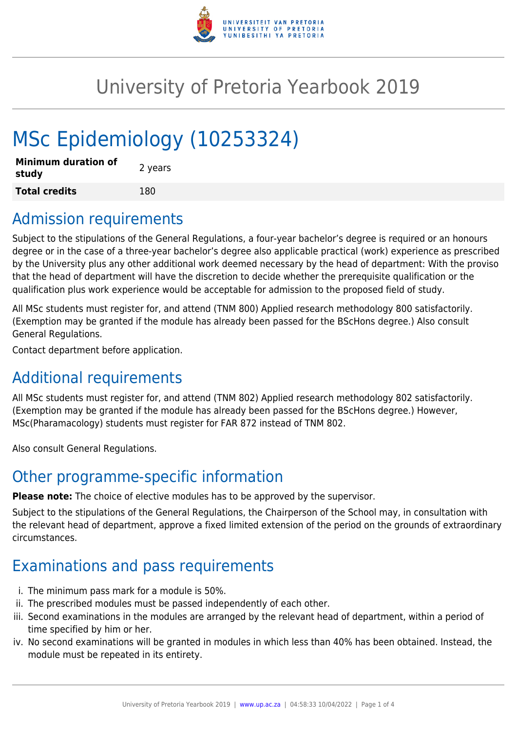# University of Pretoria Yearbook 2019

# MSc Epidemiology (10253324)

| **Minimum duration of study** | 2 years |
| --- | --- |
| **Total credits** | 180 |

## Admission requirements

Subject to the stipulations of the General Regulations, a four-year bachelor's degree is required or an honours degree or in the case of a three-year bachelor's degree also applicable practical (work) experience as prescribed by the University plus any other additional work deemed necessary by the head of department: With the proviso that the head of department will have the discretion to decide whether the prerequisite qualification or the qualification plus work experience would be acceptable for admission to the proposed field of study.

All MSc students must register for, and attend (TNM 800) Applied research methodology 800 satisfactorily. (Exemption may be granted if the module has already been passed for the BScHons degree.) Also consult General Regulations.

Contact department before application.

## Additional requirements

All MSc students must register for, and attend (TNM 802) Applied research methodology 802 satisfactorily. (Exemption may be granted if the module has already been passed for the BScHons degree.) However, MSc(Pharamacology) students must register for FAR 872 instead of TNM 802.

Also consult General Regulations.

## Other programme-specific information

**Please note:** The choice of elective modules has to be approved by the supervisor.

Subject to the stipulations of the General Regulations, the Chairperson of the School may, in consultation with the relevant head of department, approve a fixed limited extension of the period on the grounds of extraordinary circumstances.

## Examinations and pass requirements

i. The minimum pass mark for a module is 50%.
ii. The prescribed modules must be passed independently of each other.
iii. Second examinations in the modules are arranged by the relevant head of department, within a period of time specified by him or her.
iv. No second examinations will be granted in modules in which less than 40% has been obtained. Instead, the module must be repeated in its entirety.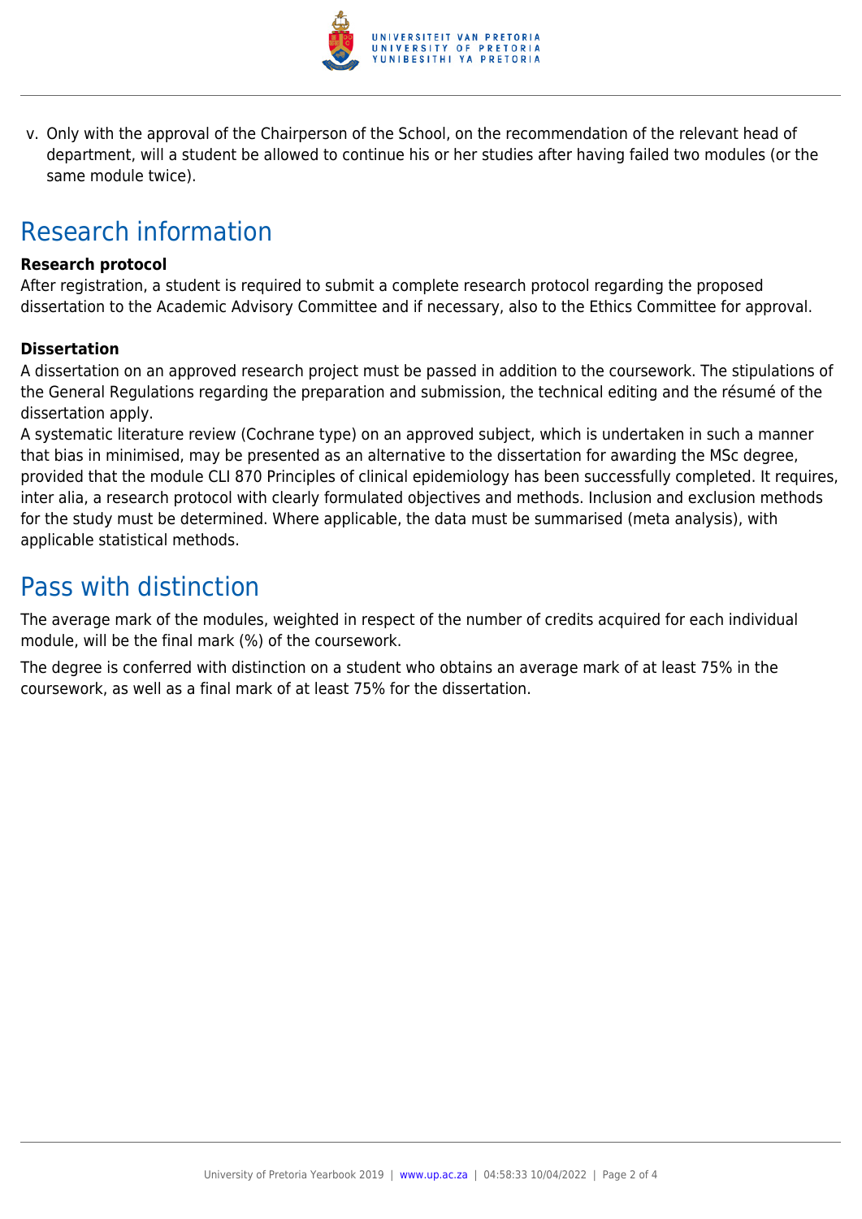v. Only with the approval of the Chairperson of the School, on the recommendation of the relevant head of department, will a student be allowed to continue his or her studies after having failed two modules (or the same module twice).

## Research information

**Research protocol**

After registration, a student is required to submit a complete research protocol regarding the proposed dissertation to the Academic Advisory Committee and if necessary, also to the Ethics Committee for approval.

**Dissertation**

A dissertation on an approved research project must be passed in addition to the coursework. The stipulations of the General Regulations regarding the preparation and submission, the technical editing and the résumé of the dissertation apply.

A systematic literature review (Cochrane type) on an approved subject, which is undertaken in such a manner that bias in minimised, may be presented as an alternative to the dissertation for awarding the MSc degree, provided that the module CLI 870 Principles of clinical epidemiology has been successfully completed. It requires, inter alia, a research protocol with clearly formulated objectives and methods. Inclusion and exclusion methods for the study must be determined. Where applicable, the data must be summarised (meta analysis), with applicable statistical methods.

## Pass with distinction

The average mark of the modules, weighted in respect of the number of credits acquired for each individual module, will be the final mark (%) of the coursework.

The degree is conferred with distinction on a student who obtains an average mark of at least 75% in the coursework, as well as a final mark of at least 75% for the dissertation.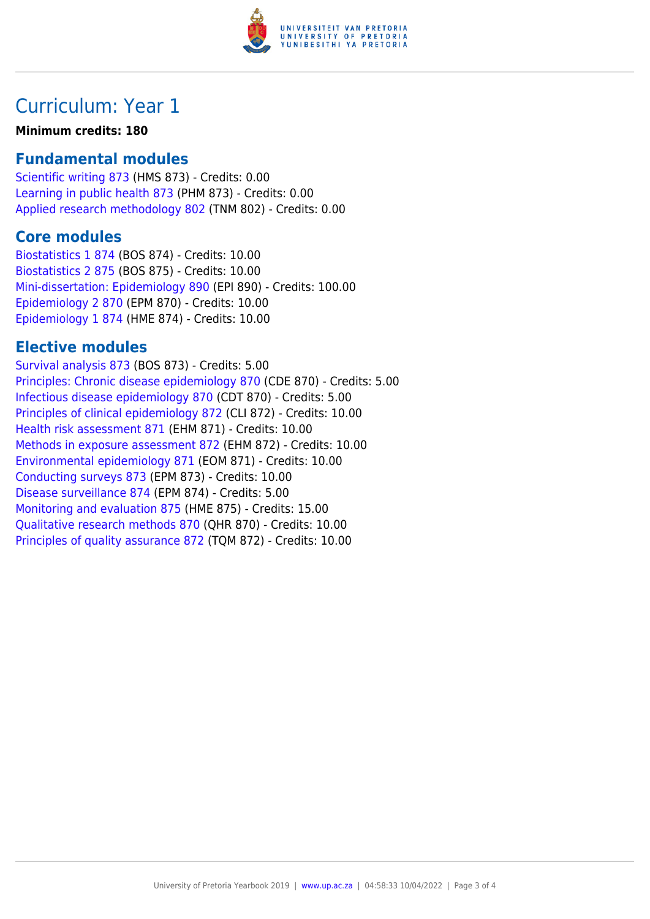# Curriculum: Year 1

**Minimum credits: 180**

## Fundamental modules

Scientific writing 873 (HMS 873) - Credits: 0.00
Learning in public health 873 (PHM 873) - Credits: 0.00
Applied research methodology 802 (TNM 802) - Credits: 0.00

## Core modules

Biostatistics 1 874 (BOS 874) - Credits: 10.00
Biostatistics 2 875 (BOS 875) - Credits: 10.00
Mini-dissertation: Epidemiology 890 (EPI 890) - Credits: 100.00
Epidemiology 2 870 (EPM 870) - Credits: 10.00
Epidemiology 1 874 (HME 874) - Credits: 10.00

## Elective modules

Survival analysis 873 (BOS 873) - Credits: 5.00
Principles: Chronic disease epidemiology 870 (CDE 870) - Credits: 5.00
Infectious disease epidemiology 870 (CDT 870) - Credits: 5.00
Principles of clinical epidemiology 872 (CLI 872) - Credits: 10.00
Health risk assessment 871 (EHM 871) - Credits: 10.00
Methods in exposure assessment 872 (EHM 872) - Credits: 10.00
Environmental epidemiology 871 (EOM 871) - Credits: 10.00
Conducting surveys 873 (EPM 873) - Credits: 10.00
Disease surveillance 874 (EPM 874) - Credits: 5.00
Monitoring and evaluation 875 (HME 875) - Credits: 15.00
Qualitative research methods 870 (QHR 870) - Credits: 10.00
Principles of quality assurance 872 (TQM 872) - Credits: 10.00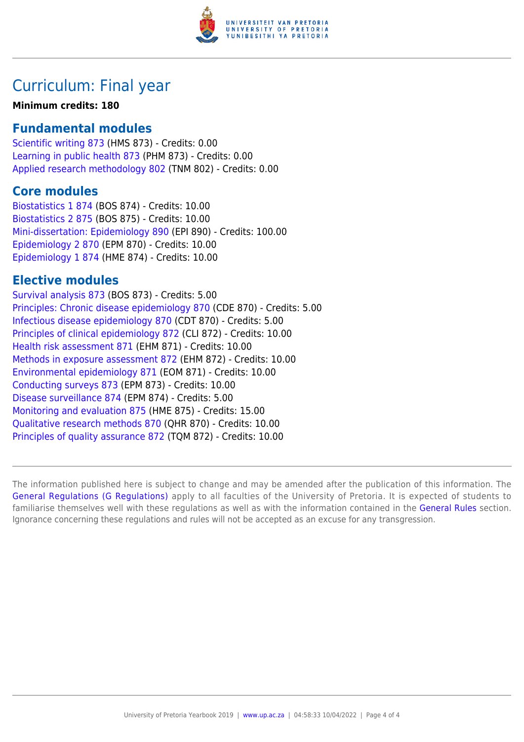## Curriculum: Final year

**Minimum credits: 180**

### Fundamental modules

Scientific writing 873 (HMS 873) - Credits: 0.00
Learning in public health 873 (PHM 873) - Credits: 0.00
Applied research methodology 802 (TNM 802) - Credits: 0.00

### Core modules

Biostatistics 1 874 (BOS 874) - Credits: 10.00
Biostatistics 2 875 (BOS 875) - Credits: 10.00
Mini-dissertation: Epidemiology 890 (EPI 890) - Credits: 100.00
Epidemiology 2 870 (EPM 870) - Credits: 10.00
Epidemiology 1 874 (HME 874) - Credits: 10.00

### Elective modules

Survival analysis 873 (BOS 873) - Credits: 5.00
Principles: Chronic disease epidemiology 870 (CDE 870) - Credits: 5.00
Infectious disease epidemiology 870 (CDT 870) - Credits: 5.00
Principles of clinical epidemiology 872 (CLI 872) - Credits: 10.00
Health risk assessment 871 (EHM 871) - Credits: 10.00
Methods in exposure assessment 872 (EHM 872) - Credits: 10.00
Environmental epidemiology 871 (EOM 871) - Credits: 10.00
Conducting surveys 873 (EPM 873) - Credits: 10.00
Disease surveillance 874 (EPM 874) - Credits: 5.00
Monitoring and evaluation 875 (HME 875) - Credits: 15.00
Qualitative research methods 870 (QHR 870) - Credits: 10.00
Principles of quality assurance 872 (TQM 872) - Credits: 10.00

---

The information published here is subject to change and may be amended after the publication of this information. The General Regulations (G Regulations) apply to all faculties of the University of Pretoria. It is expected of students to familiarise themselves well with these regulations as well as with the information contained in the General Rules section. Ignorance concerning these regulations and rules will not be accepted as an excuse for any transgression.